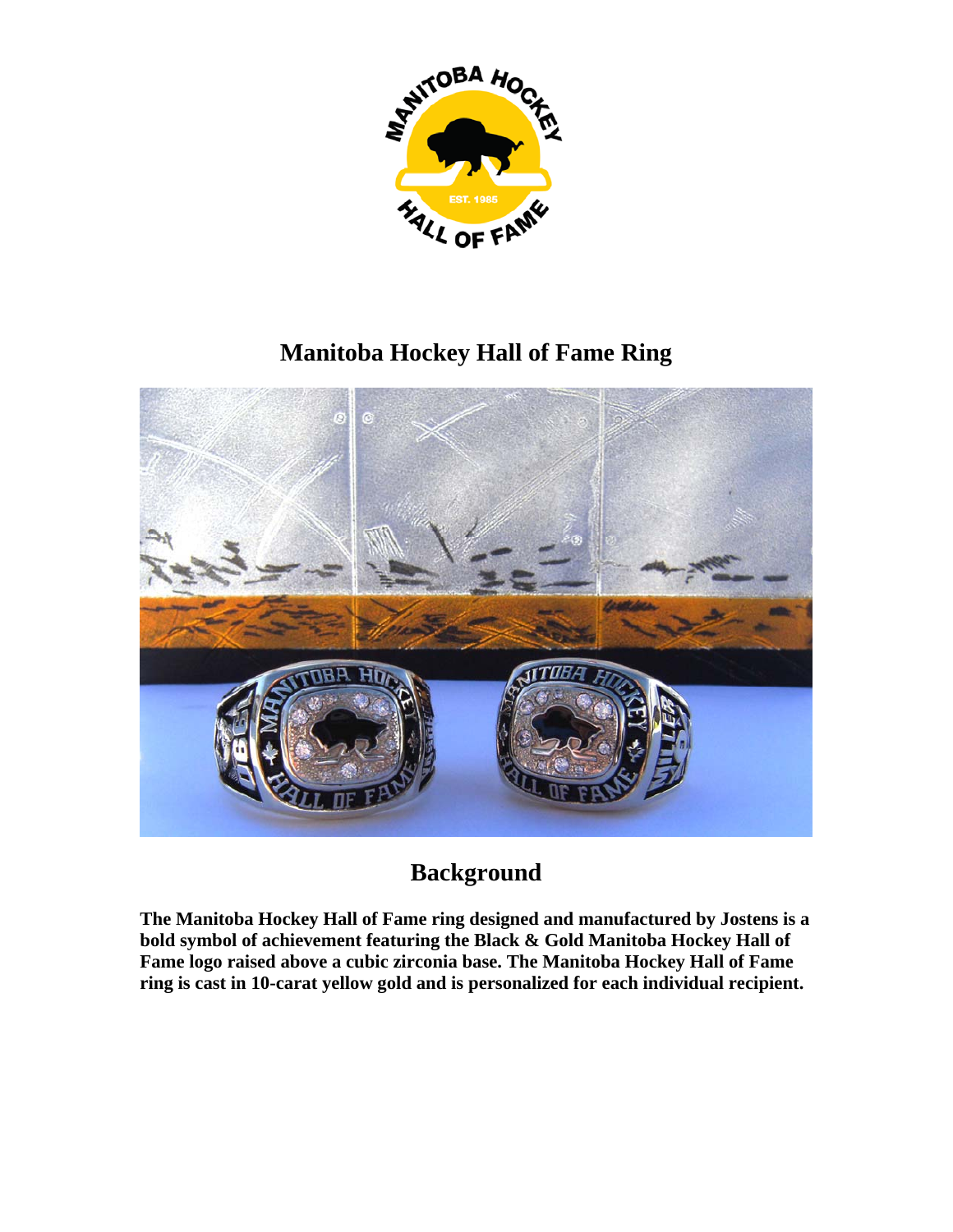# Manitoba Hockey Hall of Fame Ring

## Background

**The Manitoba Hockey Hall of Fame ring designed and manufactured by Jostens is a bold symbol of achievement featuring the Black & Gold Manitoba Hockey Hall of Fame logo raised above a cubic zirconia base. The Manitoba Hockey Hall of Fame ring is cast in 10-carat yellow gold and is personalized for each individual recipient.**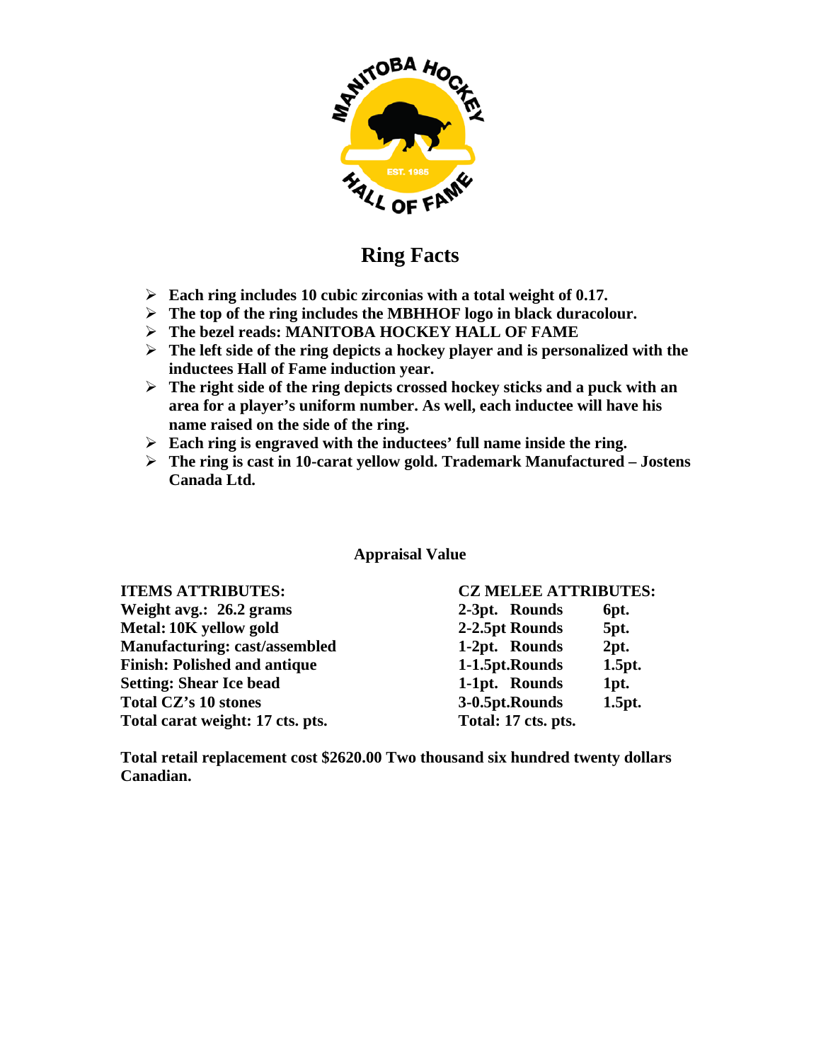## Ring Facts

- **Each ring includes 10 cubic zirconias with a total weight of 0.17.**
- **The top of the ring includes the MBHHOF logo in black duracolour.**
- **The bezel reads: MANITOBA HOCKEY HALL OF FAME**
- **The left side of the ring depicts a hockey player and is personalized with the inductees Hall of Fame induction year.**
- **The right side of the ring depicts crossed hockey sticks and a puck with an area for a player's uniform number. As well, each inductee will have his name raised on the side of the ring.**
- **Each ring is engraved with the inductees' full name inside the ring.**
- **The ring is cast in 10-carat yellow gold. Trademark Manufactured – Jostens Canada Ltd.**

**Appraisal Value**

**ITEMS ATTRIBUTES:**
**Weight avg.: 26.2 grams**
**Metal: 10K yellow gold**
**Manufacturing: cast/assembled**
**Finish: Polished and antique**
**Setting: Shear Ice bead**
**Total CZ's 10 stones**
**Total carat weight: 17 cts. pts.**

**CZ MELEE ATTRIBUTES:**

| | |
|---|---|
| **2-3pt. Rounds** | **6pt.** |
| **2-2.5pt Rounds** | **5pt.** |
| **1-2pt. Rounds** | **2pt.** |
| **1-1.5pt.Rounds** | **1.5pt.** |
| **1-1pt. Rounds** | **1pt.** |
| **3-0.5pt.Rounds** | **1.5pt.** |
| **Total: 17 cts. pts.** | |

**Total retail replacement cost $2620.00 Two thousand six hundred twenty dollars Canadian.**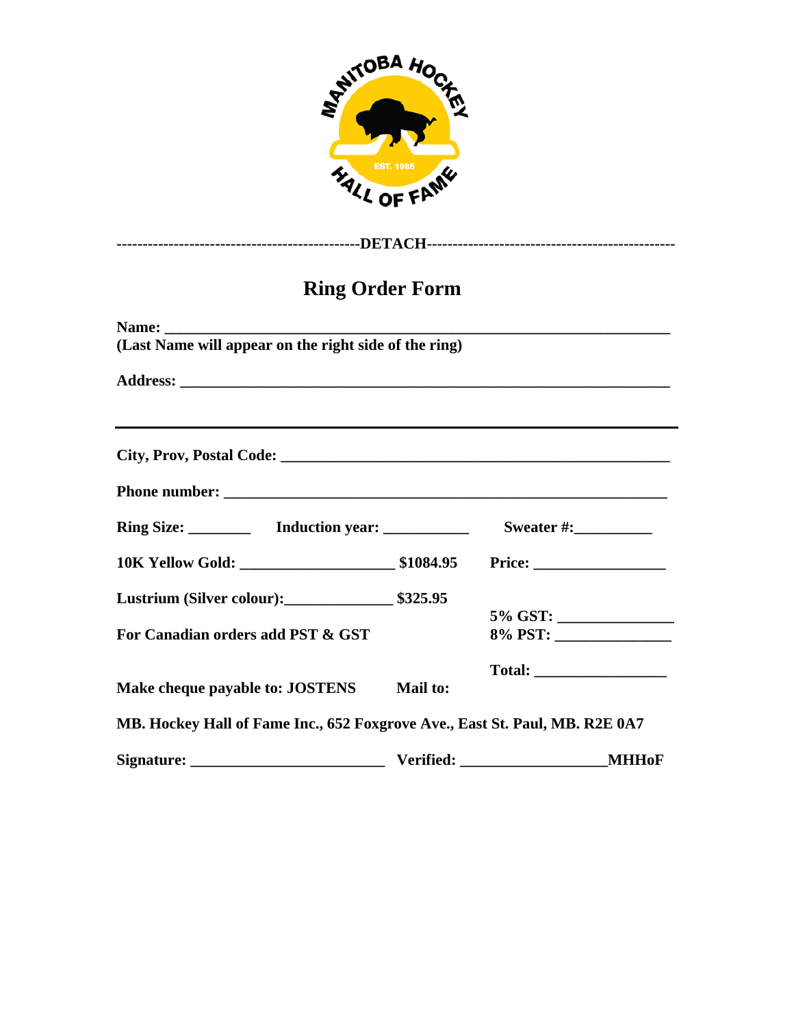----------------------------------------------DETACH-----------------------------------------------

# Ring Order Form

**Name: ________________________________________________________________**
**(Last Name will appear on the right side of the ring)**

**Address: ______________________________________________________________**

---

**City, Prov, Postal Code: ________________________________________________**

**Phone number: __________________________________________________________**

**Ring Size: ________ Induction year: ___________ Sweater #:__________**

**10K Yellow Gold: ____________________ $1084.95 Price: _________________**

**Lustrium (Silver colour):______________ $325.95**

**5% GST: _______________**
**8% PST: _______________**

**For Canadian orders add PST & GST**

**Total: _________________**

**Make cheque payable to: JOSTENS Mail to:**

**MB. Hockey Hall of Fame Inc., 652 Foxgrove Ave., East St. Paul, MB. R2E 0A7**

**Signature: _________________________ Verified: ___________________MHHoF**